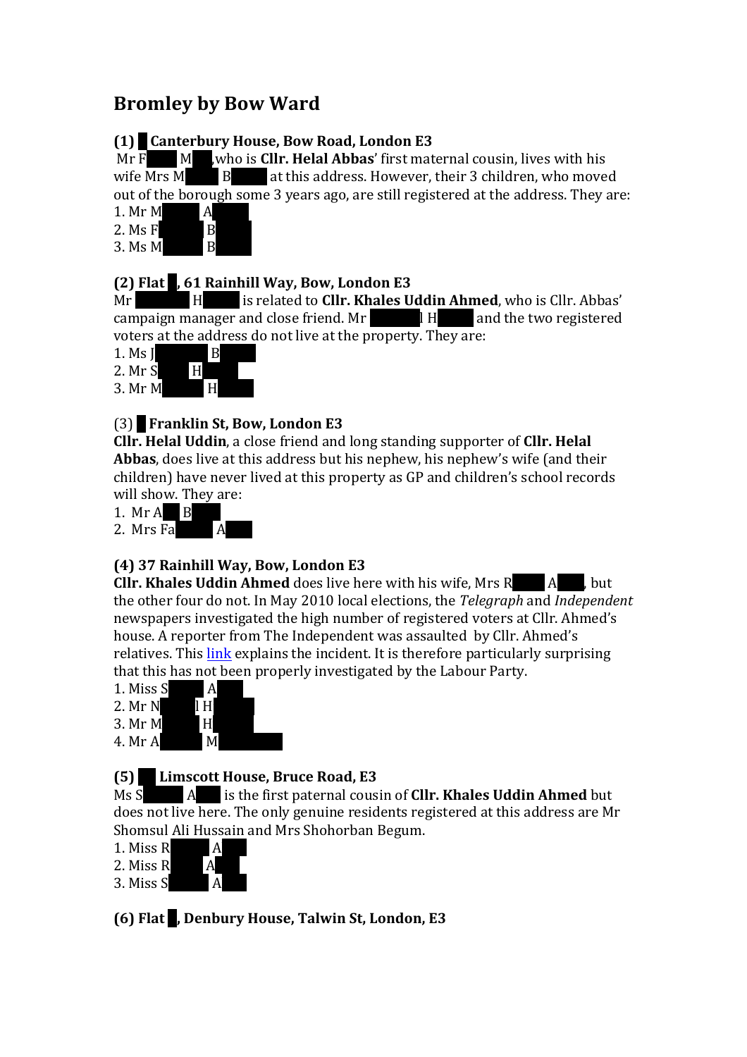# Bromley by Bow Ward

**(1) █ Canterbury House, Bow Road, London E3**

Mr F█ M█, who is **Cllr. Helal Abbas**' first maternal cousin, lives with his wife Mrs M█ B█ at this address. However, their 3 children, who moved out of the borough some 3 years ago, are still registered at the address. They are:

1. Mr M█ A█
2. Ms F█ B█
3. Ms M█ B█

**(2) Flat █, 61 Rainhill Way, Bow, London E3**

Mr █ H█ is related to **Cllr. Khales Uddin Ahmed**, who is Cllr. Abbas' campaign manager and close friend. Mr █l H█ and the two registered voters at the address do not live at the property. They are:

1. Ms J█ B█
2. Mr S█ H█
3. Mr M█ H█

(3) █ **Franklin St, Bow, London E3**

**Cllr. Helal Uddin**, a close friend and long standing supporter of **Cllr. Helal Abbas**, does live at this address but his nephew, his nephew's wife (and their children) have never lived at this property as GP and children's school records will show. They are:

1. Mr A█ B█
2. Mrs Fa█ A█

**(4) 37 Rainhill Way, Bow, London E3**

**Cllr. Khales Uddin Ahmed** does live here with his wife, Mrs R█ A█, but the other four do not. In May 2010 local elections, the *Telegraph* and *Independent* newspapers investigated the high number of registered voters at Cllr. Ahmed's house. A reporter from The Independent was assaulted by Cllr. Ahmed's relatives. This link explains the incident. It is therefore particularly surprising that this has not been properly investigated by the Labour Party.

1. Miss S█ A█
2. Mr N█l H█
3. Mr M█ H█
4. Mr A█ M█

**(5) █ Limscott House, Bruce Road, E3**

Ms S█ A█ is the first paternal cousin of **Cllr. Khales Uddin Ahmed** but does not live here. The only genuine residents registered at this address are Mr Shomsul Ali Hussain and Mrs Shohorban Begum.

1. Miss R█ A█
2. Miss R█ A█
3. Miss S█ A█

**(6) Flat █, Denbury House, Talwin St, London, E3**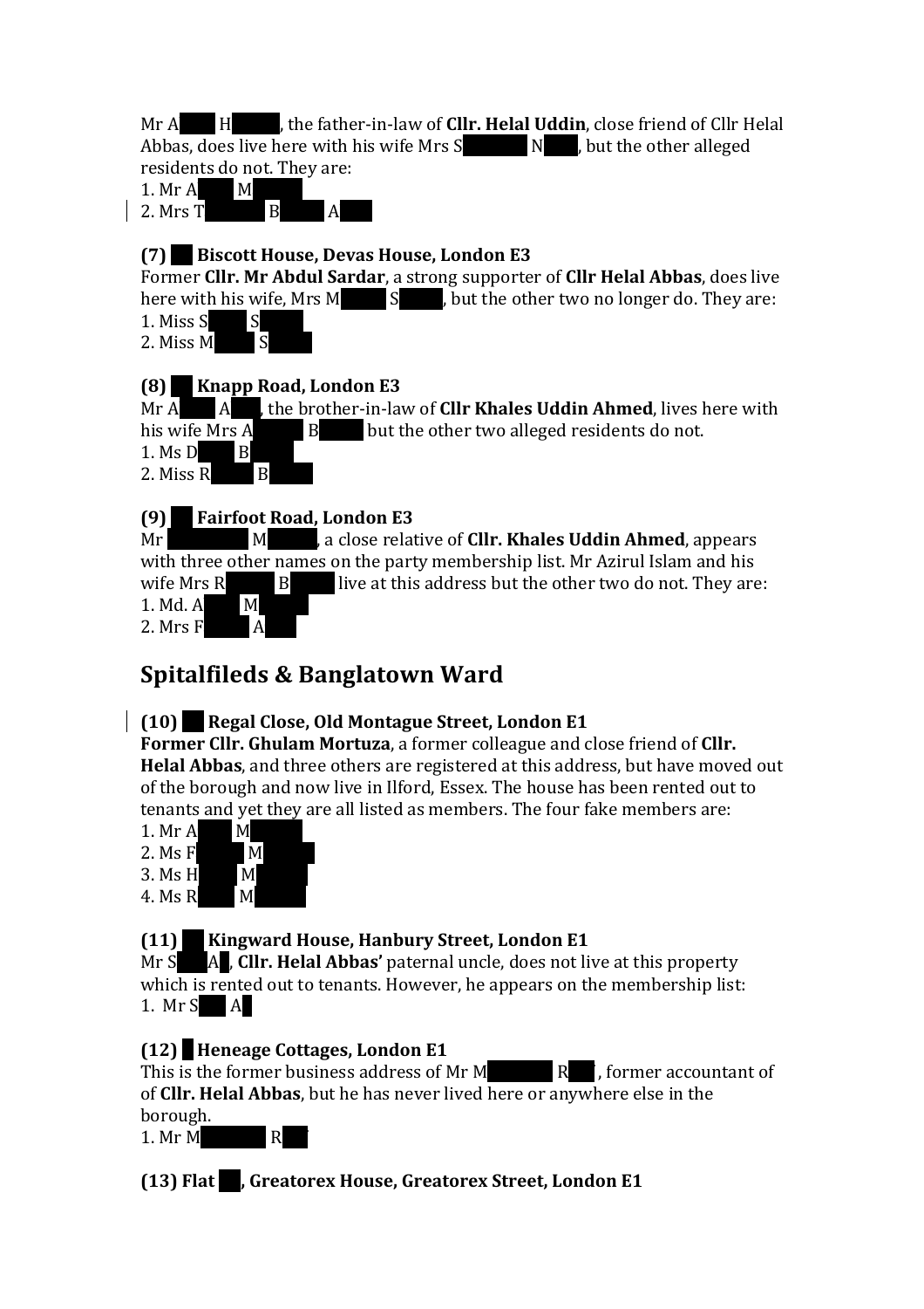Mr A H, the father-in-law of **Cllr. Helal Uddin**, close friend of Cllr Helal Abbas, does live here with his wife Mrs S N, but the other alleged residents do not. They are:

1. Mr A M
2. Mrs T B A

**(7) Biscott House, Devas House, London E3**

Former **Cllr. Mr Abdul Sardar**, a strong supporter of **Cllr Helal Abbas**, does live here with his wife, Mrs M S, but the other two no longer do. They are:

1. Miss S S
2. Miss M S

**(8) Knapp Road, London E3**

Mr A A, the brother-in-law of **Cllr Khales Uddin Ahmed**, lives here with his wife Mrs A B but the other two alleged residents do not.

1. Ms D B
2. Miss R B

**(9) Fairfoot Road, London E3**

Mr M, a close relative of **Cllr. Khales Uddin Ahmed**, appears with three other names on the party membership list. Mr Azirul Islam and his wife Mrs R B live at this address but the other two do not. They are:

1. Md. A M
2. Mrs F A

## Spitalfileds & Banglatown Ward

**(10) Regal Close, Old Montague Street, London E1**

**Former Cllr. Ghulam Mortuza**, a former colleague and close friend of **Cllr. Helal Abbas**, and three others are registered at this address, but have moved out of the borough and now live in Ilford, Essex. The house has been rented out to tenants and yet they are all listed as members. The four fake members are:

1. Mr A M
2. Ms F M
3. Ms H M
4. Ms R M

**(11) Kingward House, Hanbury Street, London E1**

Mr S A, **Cllr. Helal Abbas'** paternal uncle, does not live at this property which is rented out to tenants. However, he appears on the membership list:

1. Mr S A

**(12) Heneage Cottages, London E1**

This is the former business address of Mr M R, former accountant of of **Cllr. Helal Abbas**, but he has never lived here or anywhere else in the borough.

1. Mr M R

**(13) Flat , Greatorex House, Greatorex Street, London E1**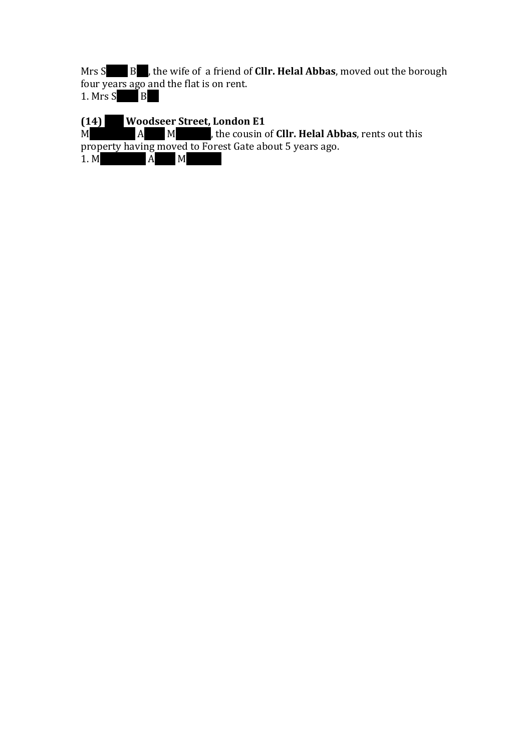Mrs S B, the wife of a friend of **Cllr. Helal Abbas**, moved out the borough four years ago and the flat is on rent.

1. Mrs S B

**(14) Woodseer Street, London E1**

M A M, the cousin of **Cllr. Helal Abbas**, rents out this property having moved to Forest Gate about 5 years ago.

1. M A M